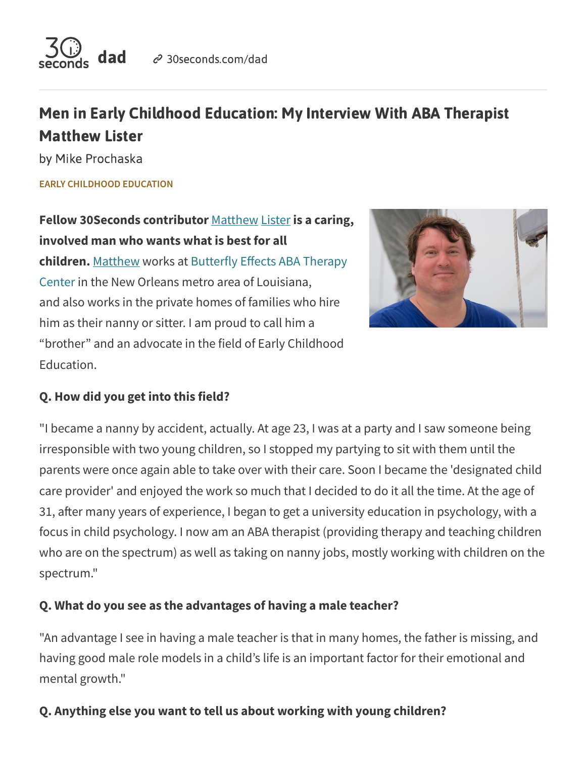30 seconds **dad** 30seconds.com/dad

# Men in Early Childhood Education: My Interview With ABA Therapist Matthew Lister

by Mike Prochaska

EARLY CHILDHOOD EDUCATION

**Fellow 30Seconds contributor Matthew Lister is a caring, involved man who wants what is best for all children.** Matthew works at Butterfly Effects ABA Therapy Center in the New Orleans metro area of Louisiana, and also works in the private homes of families who hire him as their nanny or sitter. I am proud to call him a "brother" and an advocate in the field of Early Childhood Education.

**Q. How did you get into this field?**

"I became a nanny by accident, actually. At age 23, I was at a party and I saw someone being irresponsible with two young children, so I stopped my partying to sit with them until the parents were once again able to take over with their care. Soon I became the 'designated child care provider' and enjoyed the work so much that I decided to do it all the time. At the age of 31, after many years of experience, I began to get a university education in psychology, with a focus in child psychology. I now am an ABA therapist (providing therapy and teaching children who are on the spectrum) as well as taking on nanny jobs, mostly working with children on the spectrum."

**Q. What do you see as the advantages of having a male teacher?**

"An advantage I see in having a male teacher is that in many homes, the father is missing, and having good male role models in a child's life is an important factor for their emotional and mental growth."

**Q. Anything else you want to tell us about working with young children?**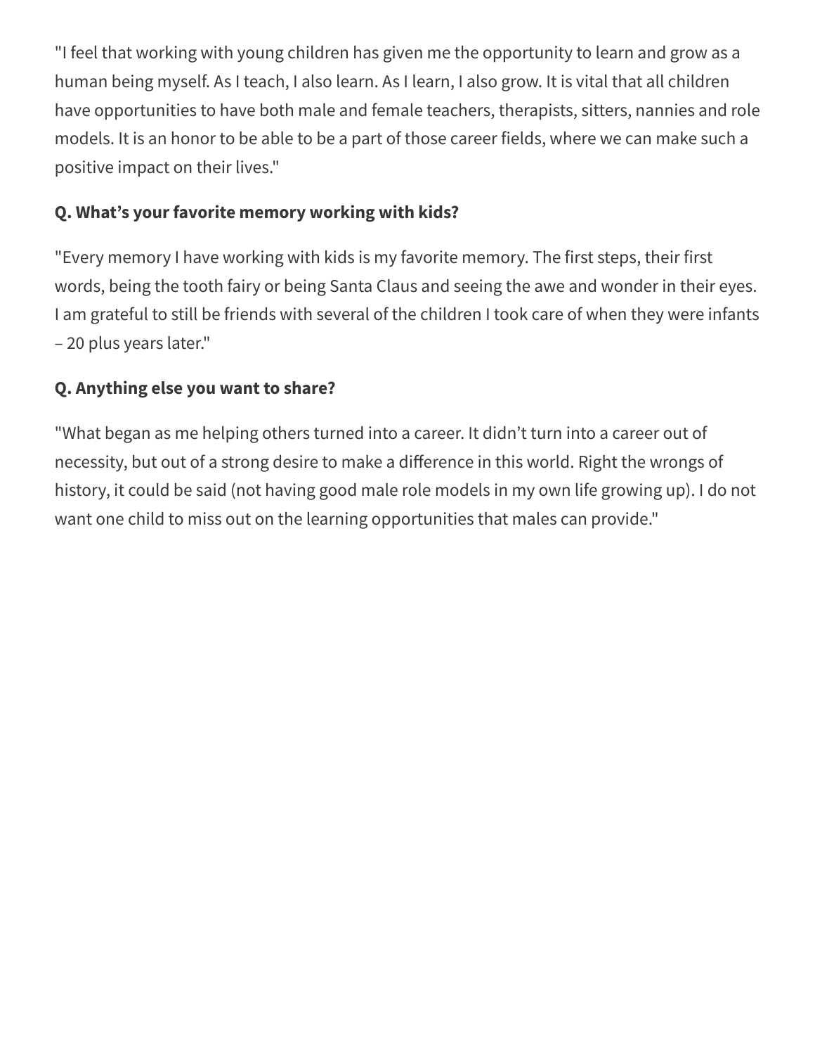"I feel that working with young children has given me the opportunity to learn and grow as a human being myself. As I teach, I also learn. As I learn, I also grow. It is vital that all children have opportunities to have both male and female teachers, therapists, sitters, nannies and role models. It is an honor to be able to be a part of those career fields, where we can make such a positive impact on their lives."

**Q. What's your favorite memory working with kids?**

"Every memory I have working with kids is my favorite memory. The first steps, their first words, being the tooth fairy or being Santa Claus and seeing the awe and wonder in their eyes. I am grateful to still be friends with several of the children I took care of when they were infants – 20 plus years later."

**Q. Anything else you want to share?**

"What began as me helping others turned into a career. It didn't turn into a career out of necessity, but out of a strong desire to make a difference in this world. Right the wrongs of history, it could be said (not having good male role models in my own life growing up). I do not want one child to miss out on the learning opportunities that males can provide."